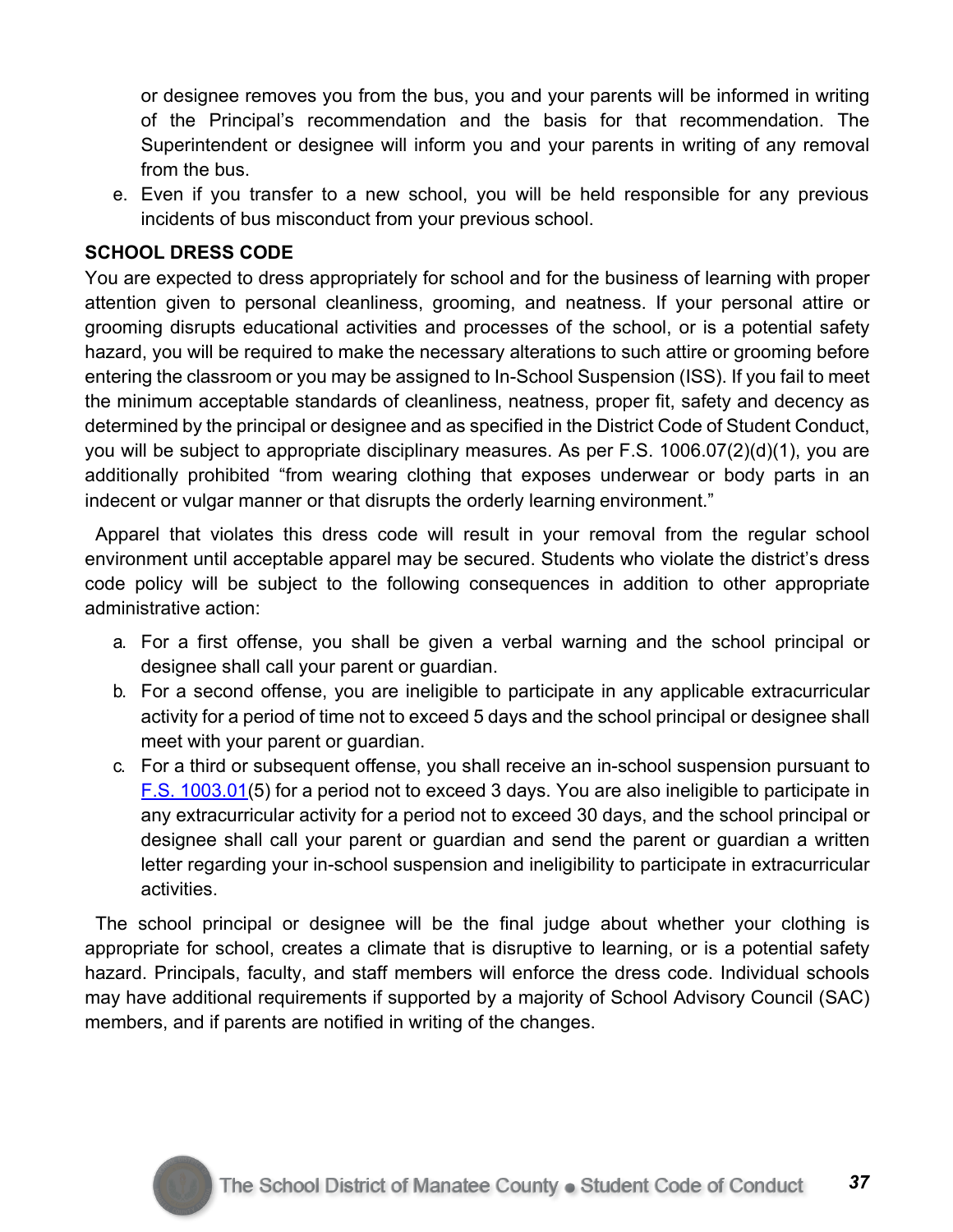or designee removes you from the bus, you and your parents will be informed in writing of the Principal's recommendation and the basis for that recommendation. The Superintendent or designee will inform you and your parents in writing of any removal from the bus.

e. Even if you transfer to a new school, you will be held responsible for any previous incidents of bus misconduct from your previous school.

**SCHOOL DRESS CODE**

You are expected to dress appropriately for school and for the business of learning with proper attention given to personal cleanliness, grooming, and neatness. If your personal attire or grooming disrupts educational activities and processes of the school, or is a potential safety hazard, you will be required to make the necessary alterations to such attire or grooming before entering the classroom or you may be assigned to In-School Suspension (ISS). If you fail to meet the minimum acceptable standards of cleanliness, neatness, proper fit, safety and decency as determined by the principal or designee and as specified in the District Code of Student Conduct, you will be subject to appropriate disciplinary measures. As per F.S. 1006.07(2)(d)(1), you are additionally prohibited "from wearing clothing that exposes underwear or body parts in an indecent or vulgar manner or that disrupts the orderly learning environment."

Apparel that violates this dress code will result in your removal from the regular school environment until acceptable apparel may be secured. Students who violate the district's dress code policy will be subject to the following consequences in addition to other appropriate administrative action:

a. For a first offense, you shall be given a verbal warning and the school principal or designee shall call your parent or guardian.
b. For a second offense, you are ineligible to participate in any applicable extracurricular activity for a period of time not to exceed 5 days and the school principal or designee shall meet with your parent or guardian.
c. For a third or subsequent offense, you shall receive an in-school suspension pursuant to F.S. 1003.01(5) for a period not to exceed 3 days. You are also ineligible to participate in any extracurricular activity for a period not to exceed 30 days, and the school principal or designee shall call your parent or guardian and send the parent or guardian a written letter regarding your in-school suspension and ineligibility to participate in extracurricular activities.

The school principal or designee will be the final judge about whether your clothing is appropriate for school, creates a climate that is disruptive to learning, or is a potential safety hazard. Principals, faculty, and staff members will enforce the dress code. Individual schools may have additional requirements if supported by a majority of School Advisory Council (SAC) members, and if parents are notified in writing of the changes.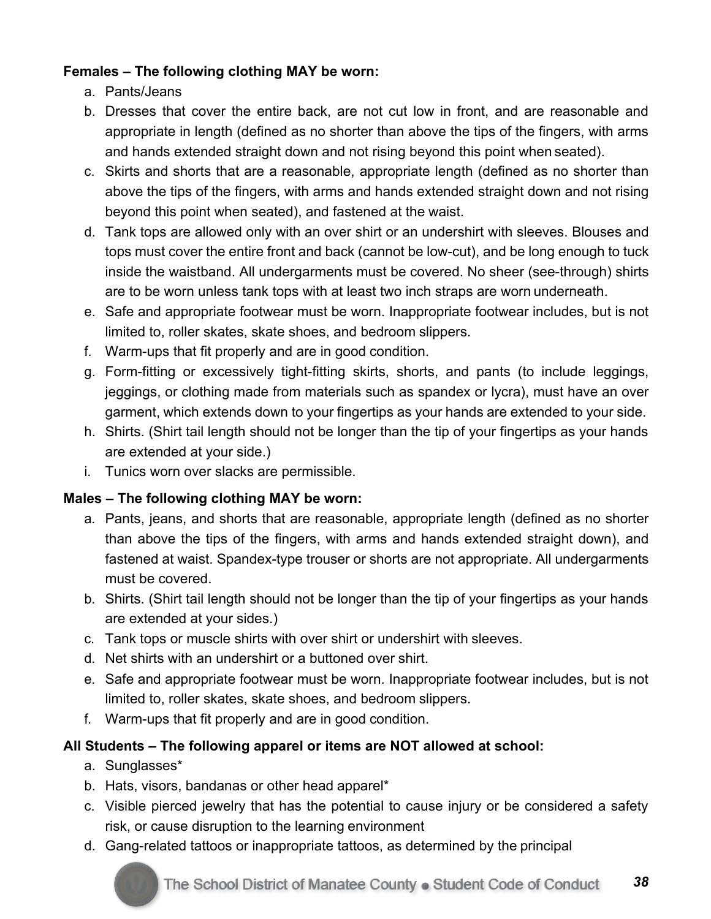**Females – The following clothing MAY be worn:**

a. Pants/Jeans
b. Dresses that cover the entire back, are not cut low in front, and are reasonable and appropriate in length (defined as no shorter than above the tips of the fingers, with arms and hands extended straight down and not rising beyond this point when seated).
c. Skirts and shorts that are a reasonable, appropriate length (defined as no shorter than above the tips of the fingers, with arms and hands extended straight down and not rising beyond this point when seated), and fastened at the waist.
d. Tank tops are allowed only with an over shirt or an undershirt with sleeves. Blouses and tops must cover the entire front and back (cannot be low-cut), and be long enough to tuck inside the waistband. All undergarments must be covered. No sheer (see-through) shirts are to be worn unless tank tops with at least two inch straps are worn underneath.
e. Safe and appropriate footwear must be worn. Inappropriate footwear includes, but is not limited to, roller skates, skate shoes, and bedroom slippers.
f. Warm-ups that fit properly and are in good condition.
g. Form-fitting or excessively tight-fitting skirts, shorts, and pants (to include leggings, jeggings, or clothing made from materials such as spandex or lycra), must have an over garment, which extends down to your fingertips as your hands are extended to your side.
h. Shirts. (Shirt tail length should not be longer than the tip of your fingertips as your hands are extended at your side.)
i. Tunics worn over slacks are permissible.

**Males – The following clothing MAY be worn:**

a. Pants, jeans, and shorts that are reasonable, appropriate length (defined as no shorter than above the tips of the fingers, with arms and hands extended straight down), and fastened at waist. Spandex-type trouser or shorts are not appropriate. All undergarments must be covered.
b. Shirts. (Shirt tail length should not be longer than the tip of your fingertips as your hands are extended at your sides.)
c. Tank tops or muscle shirts with over shirt or undershirt with sleeves.
d. Net shirts with an undershirt or a buttoned over shirt.
e. Safe and appropriate footwear must be worn. Inappropriate footwear includes, but is not limited to, roller skates, skate shoes, and bedroom slippers.
f. Warm-ups that fit properly and are in good condition.

**All Students – The following apparel or items are NOT allowed at school:**

a. Sunglasses*
b. Hats, visors, bandanas or other head apparel*
c. Visible pierced jewelry that has the potential to cause injury or be considered a safety risk, or cause disruption to the learning environment
d. Gang-related tattoos or inappropriate tattoos, as determined by the principal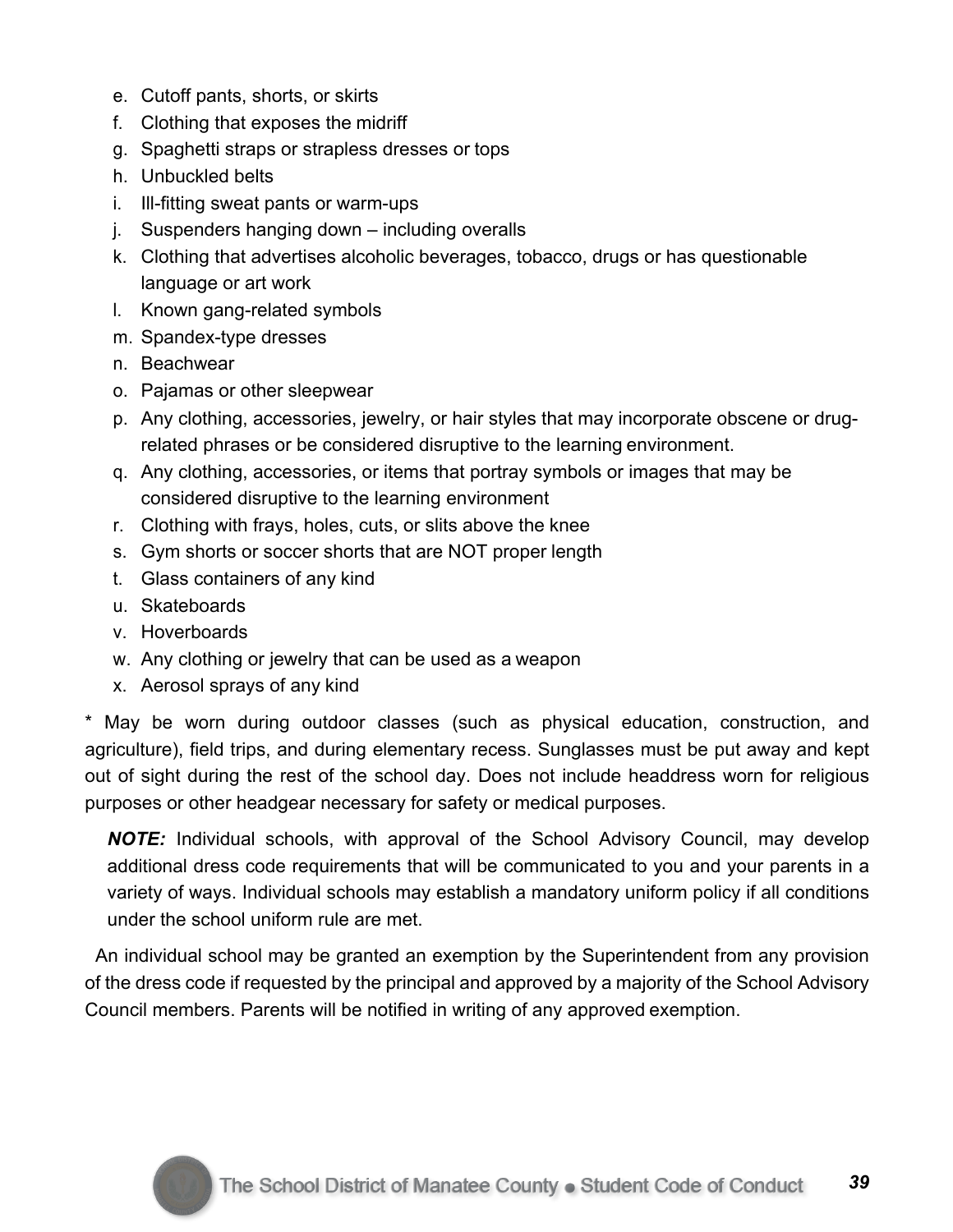e. Cutoff pants, shorts, or skirts
f. Clothing that exposes the midriff
g. Spaghetti straps or strapless dresses or tops
h. Unbuckled belts
i. Ill-fitting sweat pants or warm-ups
j. Suspenders hanging down – including overalls
k. Clothing that advertises alcoholic beverages, tobacco, drugs or has questionable language or art work
l. Known gang-related symbols
m. Spandex-type dresses
n. Beachwear
o. Pajamas or other sleepwear
p. Any clothing, accessories, jewelry, or hair styles that may incorporate obscene or drug-related phrases or be considered disruptive to the learning environment.
q. Any clothing, accessories, or items that portray symbols or images that may be considered disruptive to the learning environment
r. Clothing with frays, holes, cuts, or slits above the knee
s. Gym shorts or soccer shorts that are NOT proper length
t. Glass containers of any kind
u. Skateboards
v. Hoverboards
w. Any clothing or jewelry that can be used as a weapon
x. Aerosol sprays of any kind

* May be worn during outdoor classes (such as physical education, construction, and agriculture), field trips, and during elementary recess. Sunglasses must be put away and kept out of sight during the rest of the school day. Does not include headdress worn for religious purposes or other headgear necessary for safety or medical purposes.

> ***NOTE:*** Individual schools, with approval of the School Advisory Council, may develop additional dress code requirements that will be communicated to you and your parents in a variety of ways. Individual schools may establish a mandatory uniform policy if all conditions under the school uniform rule are met.

An individual school may be granted an exemption by the Superintendent from any provision of the dress code if requested by the principal and approved by a majority of the School Advisory Council members. Parents will be notified in writing of any approved exemption.